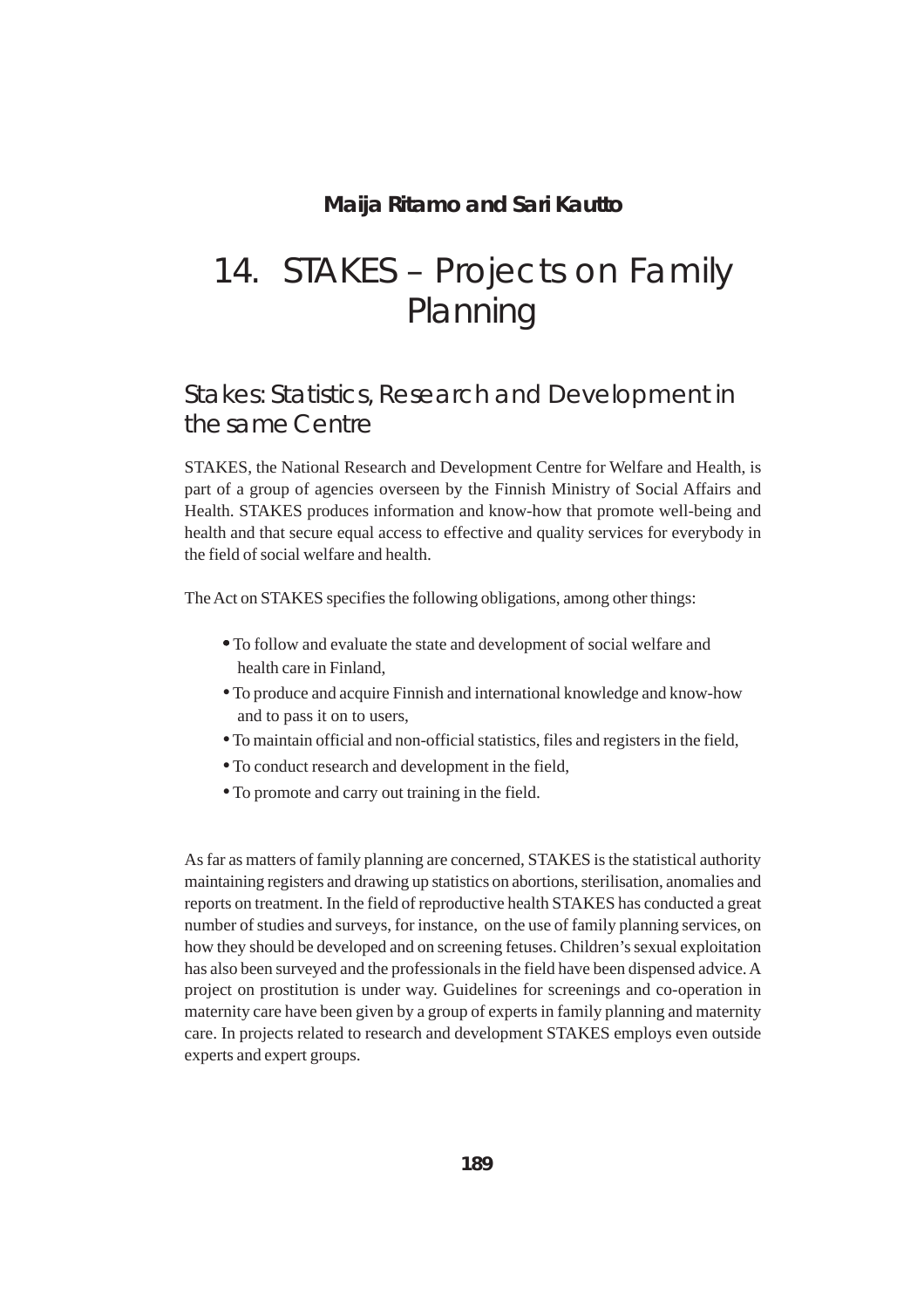**Maija Ritamo and Sari Kautto**

# 14. STAKES – Projects on Family Planning

## Stakes: Statistics, Research and Development in the same Centre

STAKES, the National Research and Development Centre for Welfare and Health, is part of a group of agencies overseen by the Finnish Ministry of Social Affairs and Health. STAKES produces information and know-how that promote well-being and health and that secure equal access to effective and quality services for everybody in the field of social welfare and health.

The Act on STAKES specifies the following obligations, among other things:

- To follow and evaluate the state and development of social welfare and health care in Finland,
- To produce and acquire Finnish and international knowledge and know-how and to pass it on to users,
- To maintain official and non-official statistics, files and registers in the field,
- To conduct research and development in the field,
- To promote and carry out training in the field.

As far as matters of family planning are concerned, STAKES is the statistical authority maintaining registers and drawing up statistics on abortions, sterilisation, anomalies and reports on treatment. In the field of reproductive health STAKES has conducted a great number of studies and surveys, for instance, on the use of family planning services, on how they should be developed and on screening fetuses. Children's sexual exploitation has also been surveyed and the professionals in the field have been dispensed advice. A project on prostitution is under way. Guidelines for screenings and co-operation in maternity care have been given by a group of experts in family planning and maternity care. In projects related to research and development STAKES employs even outside experts and expert groups.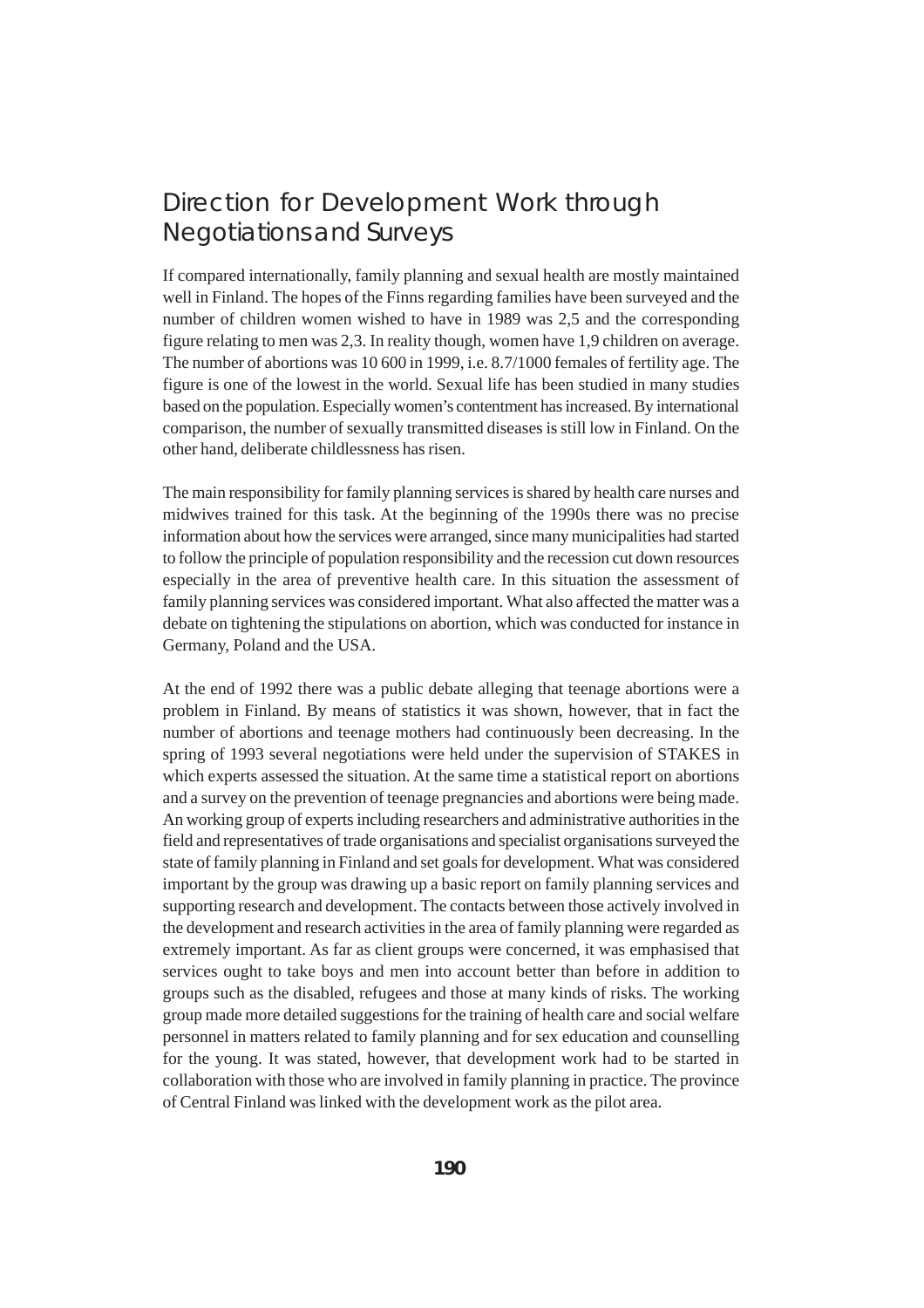## Direction for Development Work through Negotiations and Surveys

If compared internationally, family planning and sexual health are mostly maintained well in Finland. The hopes of the Finns regarding families have been surveyed and the number of children women wished to have in 1989 was 2,5 and the corresponding figure relating to men was 2,3. In reality though, women have 1,9 children on average. The number of abortions was 10 600 in 1999, i.e. 8.7/1000 females of fertility age. The figure is one of the lowest in the world. Sexual life has been studied in many studies based on the population. Especially women's contentment has increased. By international comparison, the number of sexually transmitted diseases is still low in Finland. On the other hand, deliberate childlessness has risen.

The main responsibility for family planning services is shared by health care nurses and midwives trained for this task. At the beginning of the 1990s there was no precise information about how the services were arranged, since many municipalities had started to follow the principle of population responsibility and the recession cut down resources especially in the area of preventive health care. In this situation the assessment of family planning services was considered important. What also affected the matter was a debate on tightening the stipulations on abortion, which was conducted for instance in Germany, Poland and the USA.

At the end of 1992 there was a public debate alleging that teenage abortions were a problem in Finland. By means of statistics it was shown, however, that in fact the number of abortions and teenage mothers had continuously been decreasing. In the spring of 1993 several negotiations were held under the supervision of STAKES in which experts assessed the situation. At the same time a statistical report on abortions and a survey on the prevention of teenage pregnancies and abortions were being made. An working group of experts including researchers and administrative authorities in the field and representatives of trade organisations and specialist organisations surveyed the state of family planning in Finland and set goals for development. What was considered important by the group was drawing up a basic report on family planning services and supporting research and development. The contacts between those actively involved in the development and research activities in the area of family planning were regarded as extremely important. As far as client groups were concerned, it was emphasised that services ought to take boys and men into account better than before in addition to groups such as the disabled, refugees and those at many kinds of risks. The working group made more detailed suggestions for the training of health care and social welfare personnel in matters related to family planning and for sex education and counselling for the young. It was stated, however, that development work had to be started in collaboration with those who are involved in family planning in practice. The province of Central Finland was linked with the development work as the pilot area.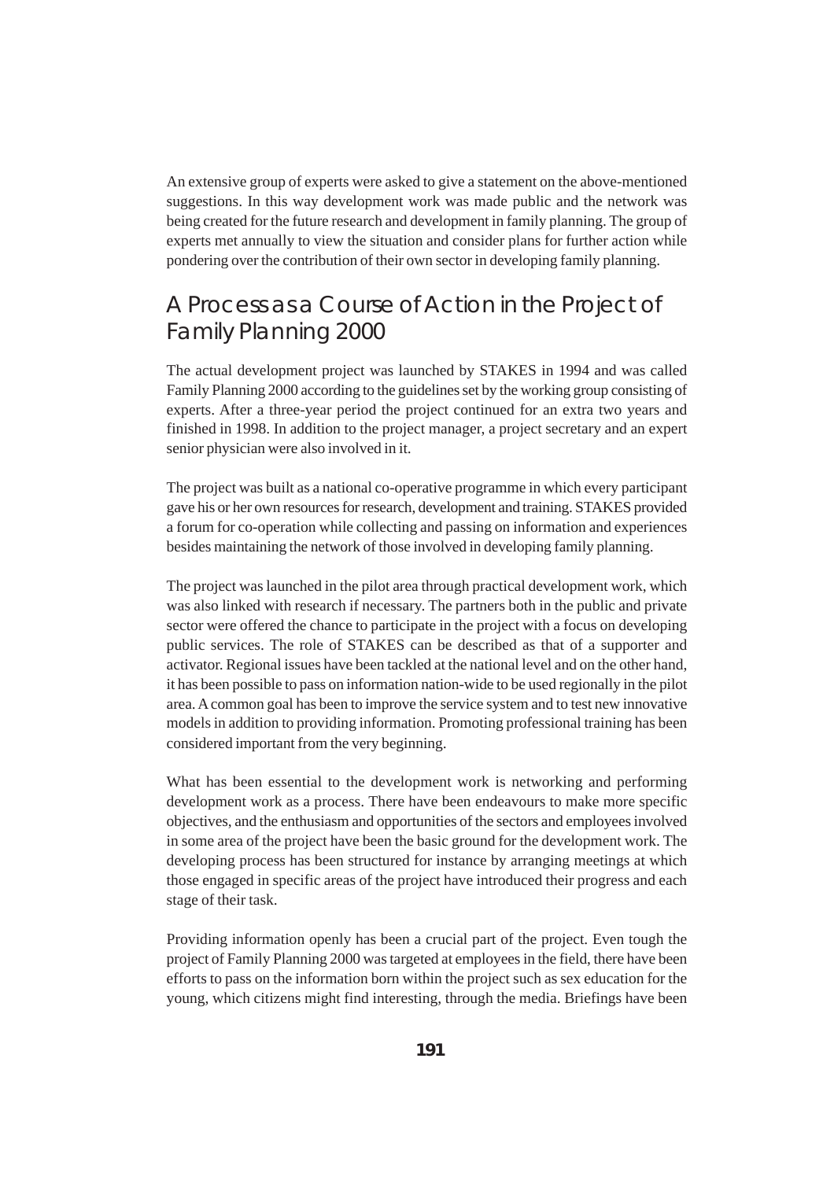An extensive group of experts were asked to give a statement on the above-mentioned suggestions. In this way development work was made public and the network was being created for the future research and development in family planning. The group of experts met annually to view the situation and consider plans for further action while pondering over the contribution of their own sector in developing family planning.

## A Process as a Course of Action in the Project of Family Planning 2000

The actual development project was launched by STAKES in 1994 and was called Family Planning 2000 according to the guidelines set by the working group consisting of experts. After a three-year period the project continued for an extra two years and finished in 1998. In addition to the project manager, a project secretary and an expert senior physician were also involved in it.

The project was built as a national co-operative programme in which every participant gave his or her own resources for research, development and training. STAKES provided a forum for co-operation while collecting and passing on information and experiences besides maintaining the network of those involved in developing family planning.

The project was launched in the pilot area through practical development work, which was also linked with research if necessary. The partners both in the public and private sector were offered the chance to participate in the project with a focus on developing public services. The role of STAKES can be described as that of a supporter and activator. Regional issues have been tackled at the national level and on the other hand, it has been possible to pass on information nation-wide to be used regionally in the pilot area. A common goal has been to improve the service system and to test new innovative models in addition to providing information. Promoting professional training has been considered important from the very beginning.

What has been essential to the development work is networking and performing development work as a process. There have been endeavours to make more specific objectives, and the enthusiasm and opportunities of the sectors and employees involved in some area of the project have been the basic ground for the development work. The developing process has been structured for instance by arranging meetings at which those engaged in specific areas of the project have introduced their progress and each stage of their task.

Providing information openly has been a crucial part of the project. Even tough the project of Family Planning 2000 was targeted at employees in the field, there have been efforts to pass on the information born within the project such as sex education for the young, which citizens might find interesting, through the media. Briefings have been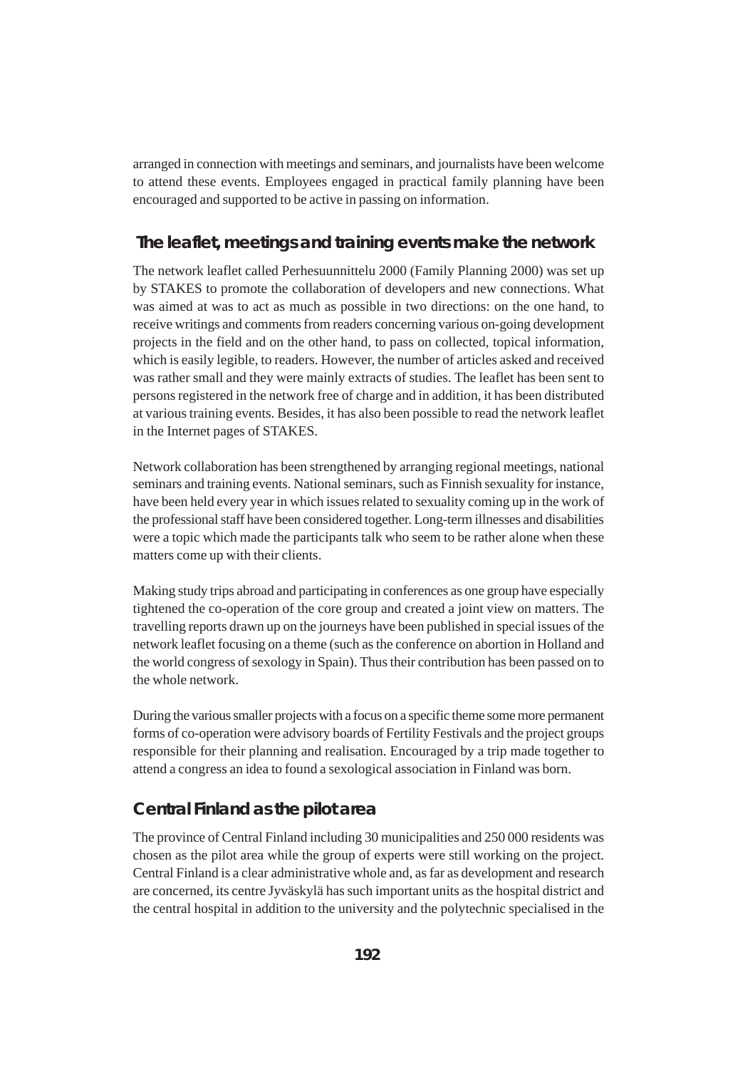arranged in connection with meetings and seminars, and journalists have been welcome to attend these events. Employees engaged in practical family planning have been encouraged and supported to be active in passing on information.

## The leaflet, meetings and training events make the network

The network leaflet called Perhesuunnittelu 2000 (Family Planning 2000) was set up by STAKES to promote the collaboration of developers and new connections. What was aimed at was to act as much as possible in two directions: on the one hand, to receive writings and comments from readers concerning various on-going development projects in the field and on the other hand, to pass on collected, topical information, which is easily legible, to readers. However, the number of articles asked and received was rather small and they were mainly extracts of studies. The leaflet has been sent to persons registered in the network free of charge and in addition, it has been distributed at various training events. Besides, it has also been possible to read the network leaflet in the Internet pages of STAKES.

Network collaboration has been strengthened by arranging regional meetings, national seminars and training events. National seminars, such as Finnish sexuality for instance, have been held every year in which issues related to sexuality coming up in the work of the professional staff have been considered together. Long-term illnesses and disabilities were a topic which made the participants talk who seem to be rather alone when these matters come up with their clients.

Making study trips abroad and participating in conferences as one group have especially tightened the co-operation of the core group and created a joint view on matters. The travelling reports drawn up on the journeys have been published in special issues of the network leaflet focusing on a theme (such as the conference on abortion in Holland and the world congress of sexology in Spain). Thus their contribution has been passed on to the whole network.

During the various smaller projects with a focus on a specific theme some more permanent forms of co-operation were advisory boards of Fertility Festivals and the project groups responsible for their planning and realisation. Encouraged by a trip made together to attend a congress an idea to found a sexological association in Finland was born.

## Central Finland as the pilot area

The province of Central Finland including 30 municipalities and 250 000 residents was chosen as the pilot area while the group of experts were still working on the project. Central Finland is a clear administrative whole and, as far as development and research are concerned, its centre Jyväskylä has such important units as the hospital district and the central hospital in addition to the university and the polytechnic specialised in the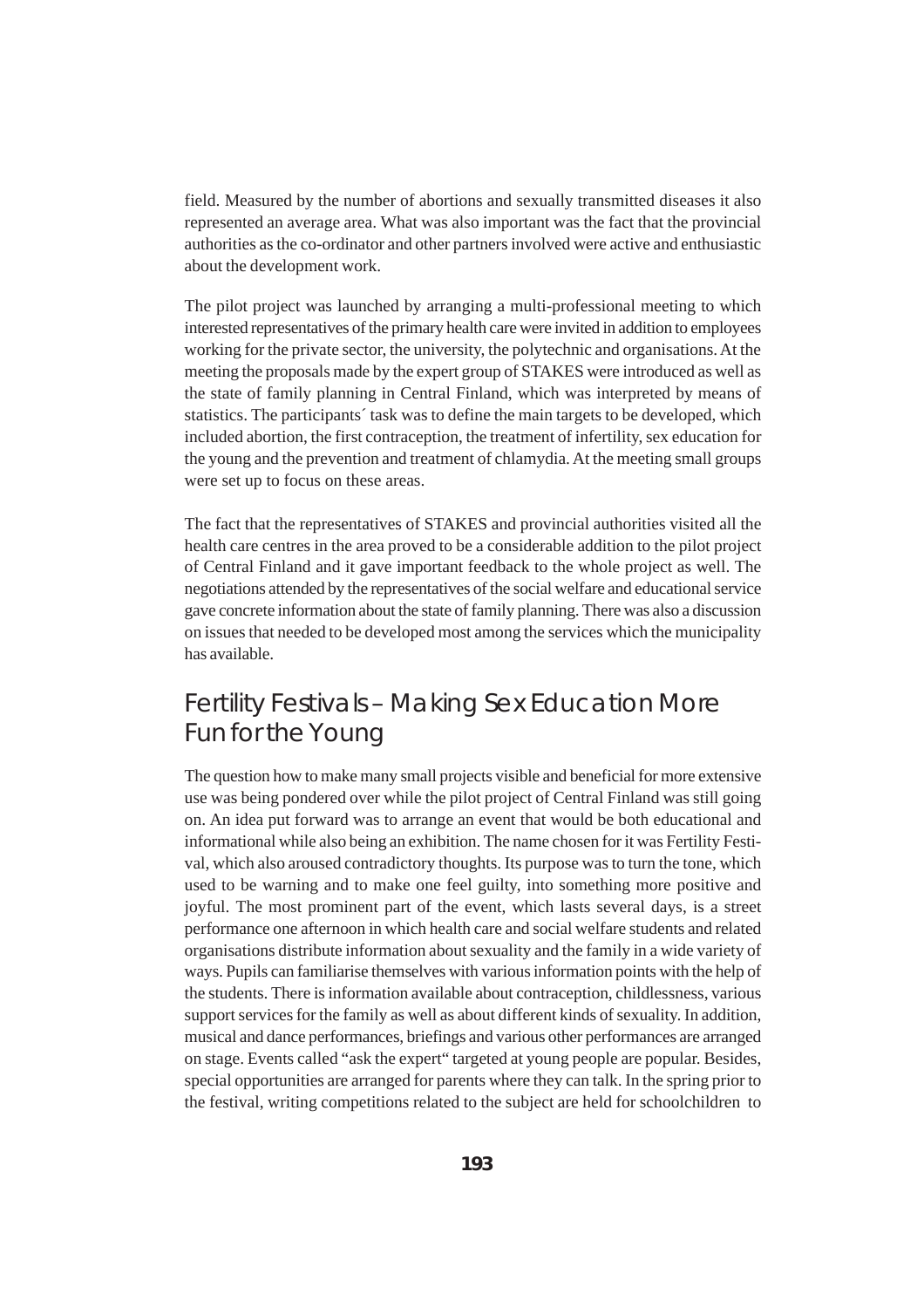field. Measured by the number of abortions and sexually transmitted diseases it also represented an average area. What was also important was the fact that the provincial authorities as the co-ordinator and other partners involved were active and enthusiastic about the development work.

The pilot project was launched by arranging a multi-professional meeting to which interested representatives of the primary health care were invited in addition to employees working for the private sector, the university, the polytechnic and organisations. At the meeting the proposals made by the expert group of STAKES were introduced as well as the state of family planning in Central Finland, which was interpreted by means of statistics. The participants´ task was to define the main targets to be developed, which included abortion, the first contraception, the treatment of infertility, sex education for the young and the prevention and treatment of chlamydia. At the meeting small groups were set up to focus on these areas.

The fact that the representatives of STAKES and provincial authorities visited all the health care centres in the area proved to be a considerable addition to the pilot project of Central Finland and it gave important feedback to the whole project as well. The negotiations attended by the representatives of the social welfare and educational service gave concrete information about the state of family planning. There was also a discussion on issues that needed to be developed most among the services which the municipality has available.

## Fertility Festivals – Making Sex Education More Fun for the Young

The question how to make many small projects visible and beneficial for more extensive use was being pondered over while the pilot project of Central Finland was still going on. An idea put forward was to arrange an event that would be both educational and informational while also being an exhibition. The name chosen for it was Fertility Festival, which also aroused contradictory thoughts. Its purpose was to turn the tone, which used to be warning and to make one feel guilty, into something more positive and joyful. The most prominent part of the event, which lasts several days, is a street performance one afternoon in which health care and social welfare students and related organisations distribute information about sexuality and the family in a wide variety of ways. Pupils can familiarise themselves with various information points with the help of the students. There is information available about contraception, childlessness, various support services for the family as well as about different kinds of sexuality. In addition, musical and dance performances, briefings and various other performances are arranged on stage. Events called "ask the expert" targeted at young people are popular. Besides, special opportunities are arranged for parents where they can talk. In the spring prior to the festival, writing competitions related to the subject are held for schoolchildren to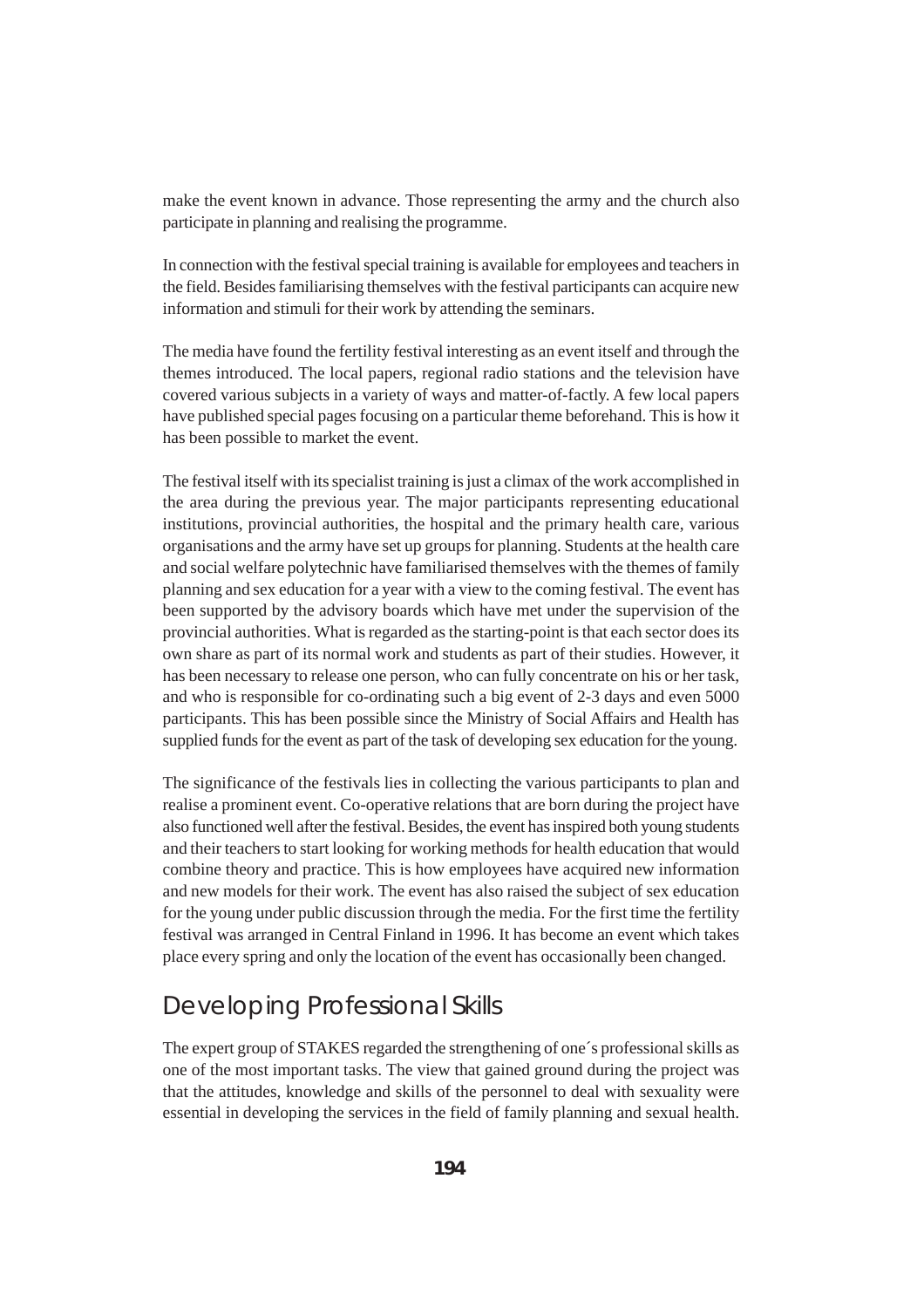make the event known in advance. Those representing the army and the church also participate in planning and realising the programme.

In connection with the festival special training is available for employees and teachers in the field. Besides familiarising themselves with the festival participants can acquire new information and stimuli for their work by attending the seminars.

The media have found the fertility festival interesting as an event itself and through the themes introduced. The local papers, regional radio stations and the television have covered various subjects in a variety of ways and matter-of-factly. A few local papers have published special pages focusing on a particular theme beforehand. This is how it has been possible to market the event.

The festival itself with its specialist training is just a climax of the work accomplished in the area during the previous year. The major participants representing educational institutions, provincial authorities, the hospital and the primary health care, various organisations and the army have set up groups for planning. Students at the health care and social welfare polytechnic have familiarised themselves with the themes of family planning and sex education for a year with a view to the coming festival. The event has been supported by the advisory boards which have met under the supervision of the provincial authorities. What is regarded as the starting-point is that each sector does its own share as part of its normal work and students as part of their studies. However, it has been necessary to release one person, who can fully concentrate on his or her task, and who is responsible for co-ordinating such a big event of 2-3 days and even 5000 participants. This has been possible since the Ministry of Social Affairs and Health has supplied funds for the event as part of the task of developing sex education for the young.

The significance of the festivals lies in collecting the various participants to plan and realise a prominent event. Co-operative relations that are born during the project have also functioned well after the festival. Besides, the event has inspired both young students and their teachers to start looking for working methods for health education that would combine theory and practice. This is how employees have acquired new information and new models for their work. The event has also raised the subject of sex education for the young under public discussion through the media. For the first time the fertility festival was arranged in Central Finland in 1996. It has become an event which takes place every spring and only the location of the event has occasionally been changed.

## Developing Professional Skills

The expert group of STAKES regarded the strengthening of one´s professional skills as one of the most important tasks. The view that gained ground during the project was that the attitudes, knowledge and skills of the personnel to deal with sexuality were essential in developing the services in the field of family planning and sexual health.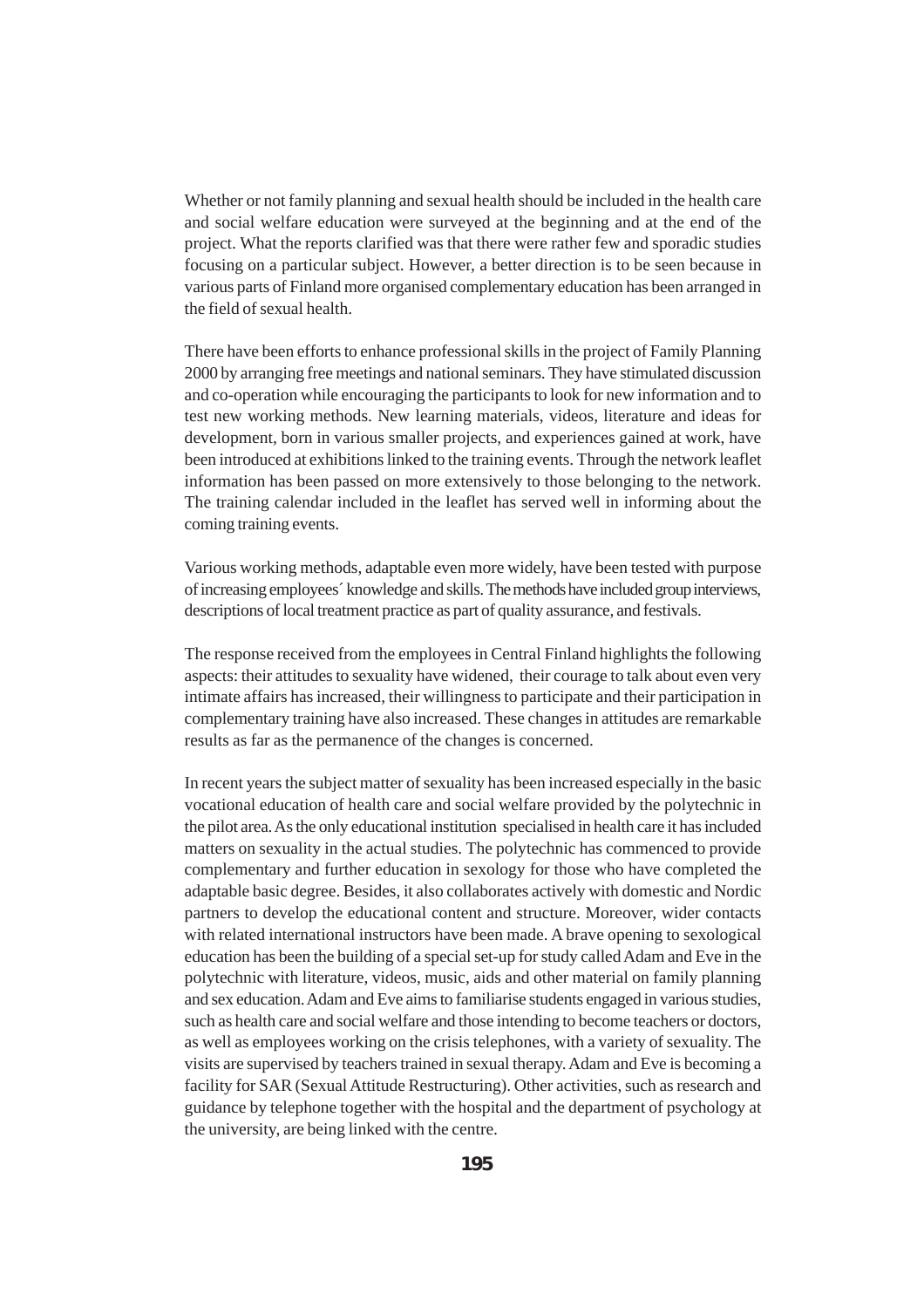Whether or not family planning and sexual health should be included in the health care and social welfare education were surveyed at the beginning and at the end of the project. What the reports clarified was that there were rather few and sporadic studies focusing on a particular subject. However, a better direction is to be seen because in various parts of Finland more organised complementary education has been arranged in the field of sexual health.

There have been efforts to enhance professional skills in the project of Family Planning 2000 by arranging free meetings and national seminars. They have stimulated discussion and co-operation while encouraging the participants to look for new information and to test new working methods. New learning materials, videos, literature and ideas for development, born in various smaller projects, and experiences gained at work, have been introduced at exhibitions linked to the training events. Through the network leaflet information has been passed on more extensively to those belonging to the network. The training calendar included in the leaflet has served well in informing about the coming training events.

Various working methods, adaptable even more widely, have been tested with purpose of increasing employees´ knowledge and skills. The methods have included group interviews, descriptions of local treatment practice as part of quality assurance, and festivals.

The response received from the employees in Central Finland highlights the following aspects: their attitudes to sexuality have widened, their courage to talk about even very intimate affairs has increased, their willingness to participate and their participation in complementary training have also increased. These changes in attitudes are remarkable results as far as the permanence of the changes is concerned.

In recent years the subject matter of sexuality has been increased especially in the basic vocational education of health care and social welfare provided by the polytechnic in the pilot area. As the only educational institution specialised in health care it has included matters on sexuality in the actual studies. The polytechnic has commenced to provide complementary and further education in sexology for those who have completed the adaptable basic degree. Besides, it also collaborates actively with domestic and Nordic partners to develop the educational content and structure. Moreover, wider contacts with related international instructors have been made. A brave opening to sexological education has been the building of a special set-up for study called Adam and Eve in the polytechnic with literature, videos, music, aids and other material on family planning and sex education. Adam and Eve aims to familiarise students engaged in various studies, such as health care and social welfare and those intending to become teachers or doctors, as well as employees working on the crisis telephones, with a variety of sexuality. The visits are supervised by teachers trained in sexual therapy. Adam and Eve is becoming a facility for SAR (Sexual Attitude Restructuring). Other activities, such as research and guidance by telephone together with the hospital and the department of psychology at the university, are being linked with the centre.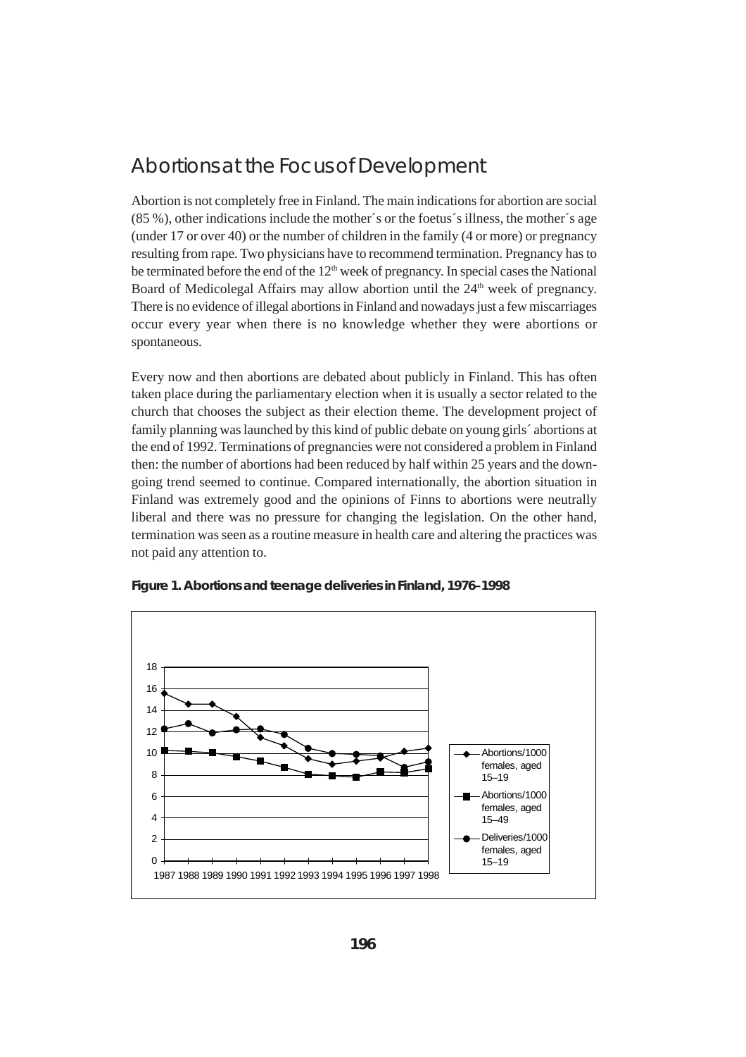## Abortions at the Focus of Development

Abortion is not completely free in Finland. The main indications for abortion are social (85 %), other indications include the mother´s or the foetus´s illness, the mother´s age (under 17 or over 40) or the number of children in the family (4 or more) or pregnancy resulting from rape. Two physicians have to recommend termination. Pregnancy has to be terminated before the end of the 12th week of pregnancy. In special cases the National Board of Medicolegal Affairs may allow abortion until the 24th week of pregnancy. There is no evidence of illegal abortions in Finland and nowadays just a few miscarriages occur every year when there is no knowledge whether they were abortions or spontaneous.

Every now and then abortions are debated about publicly in Finland. This has often taken place during the parliamentary election when it is usually a sector related to the church that chooses the subject as their election theme. The development project of family planning was launched by this kind of public debate on young girls´ abortions at the end of 1992. Terminations of pregnancies were not considered a problem in Finland then: the number of abortions had been reduced by half within 25 years and the down-going trend seemed to continue. Compared internationally, the abortion situation in Finland was extremely good and the opinions of Finns to abortions were neutrally liberal and there was no pressure for changing the legislation. On the other hand, termination was seen as a routine measure in health care and altering the practices was not paid any attention to.

**Figure 1. Abortions and teenage deliveries in Finland, 1976–1998**

18
16
14
12
10
8
6
4
2
0

1987 1988 1989 1990 1991 1992 1993 1994 1995 1996 1997 1998

Abortions/1000 females, aged 15–19

Abortions/1000 females, aged 15–49

Deliveries/1000 females, aged 15–19